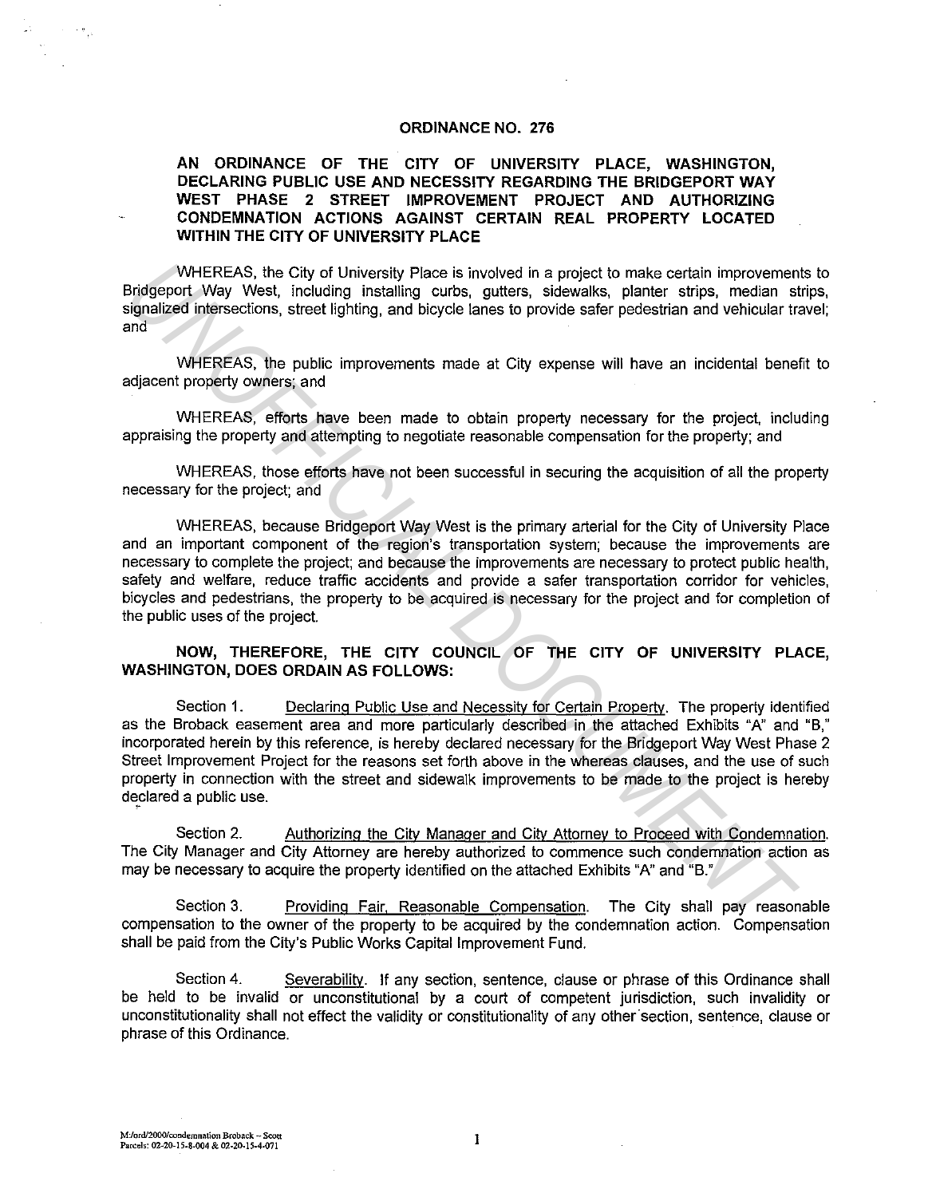# ORDINANCE NO. 276

## AN ORDINANCE OF THE CITY OF UNIVERSITY PLACE, WASHINGTON, DECLARING PUBLIC USE AND NECESSITY REGARDING THE BRIDGEPORT WAY WEST PHASE 2 STREET IMPROVEMENT PROJECT AND AUTHORIZING CONDEMNATION ACTIONS AGAINST CERTAIN REAL PROPERTY LOCATED WITHIN THE CITY OF UNIVERSITY PLACE

WHEREAS, the City of University Place is involved in a project to make certain improvements to Bridgeport Way West, including installing curbs, gutters, sidewalks, planter strips, median strips, signalized intersections, street lighting, and bicycle lanes to provide safer pedestrian and vehicular travel; and

WHEREAS, the public improvements made at City expense will have an incidental benefit to adjacent property owners; and

WHEREAS, efforts have been made to obtain property necessary for the project, including appraising the property and attempting to negotiate reasonable compensation for the property; and

WHEREAS, those efforts have not been successful in securing the acquisition of all the property necessary for the project; and

WHEREAS, because Bridgeport Way West is the primary arterial for the City of University Place and an important component of the region's transportation system; because the improvements are necessary to complete the project; and because the improvements are necessary to protect public health, safety and welfare, reduce traffic accidents and provide a safer transportation corridor for vehicles, bicycles and pedestrians, the property to be acquired is necessary for the project and for completion of the public uses of the project.

**NOW, THEREFORE, THE CITY COUNCIL OF THE CITY OF UNIVERSITY PLACE, WASHINGTON, DOES ORDAIN AS FOLLOWS:**

Section 1. Declaring Public Use and Necessity for Certain Property. The property identified as the Broback easement area and more particularly described in the attached Exhibits "A" and "B," incorporated herein by this reference, is hereby declared necessary for the Bridgeport Way West Phase 2 Street Improvement Project for the reasons set forth above in the whereas clauses, and the use of such property in connection with the street and sidewalk improvements to be made to the project is hereby declared a public use.

Section 2. Authorizing the City Manager and City Attorney to Proceed with Condemnation. The City Manager and City Attorney are hereby authorized to commence such condemnation action as may be necessary to acquire the property identified on the attached Exhibits "A" and "B."

Section 3. Providing Fair, Reasonable Compensation. The City shall pay reasonable compensation to the owner of the property to be acquired by the condemnation action. Compensation shall be paid from the City's Public Works Capital Improvement Fund.

Section 4. Severability. If any section, sentence, clause or phrase of this Ordinance shall be held to be invalid or unconstitutional by a court of competent jurisdiction, such invalidity or unconstitutionality shall not effect the validity or constitutionality of any other section, sentence, clause or phrase of this Ordinance.

M:/ord/2000/condemnation Broback – Scott
Parcels: 02-20-15-8-004 & 02-20-15-4-071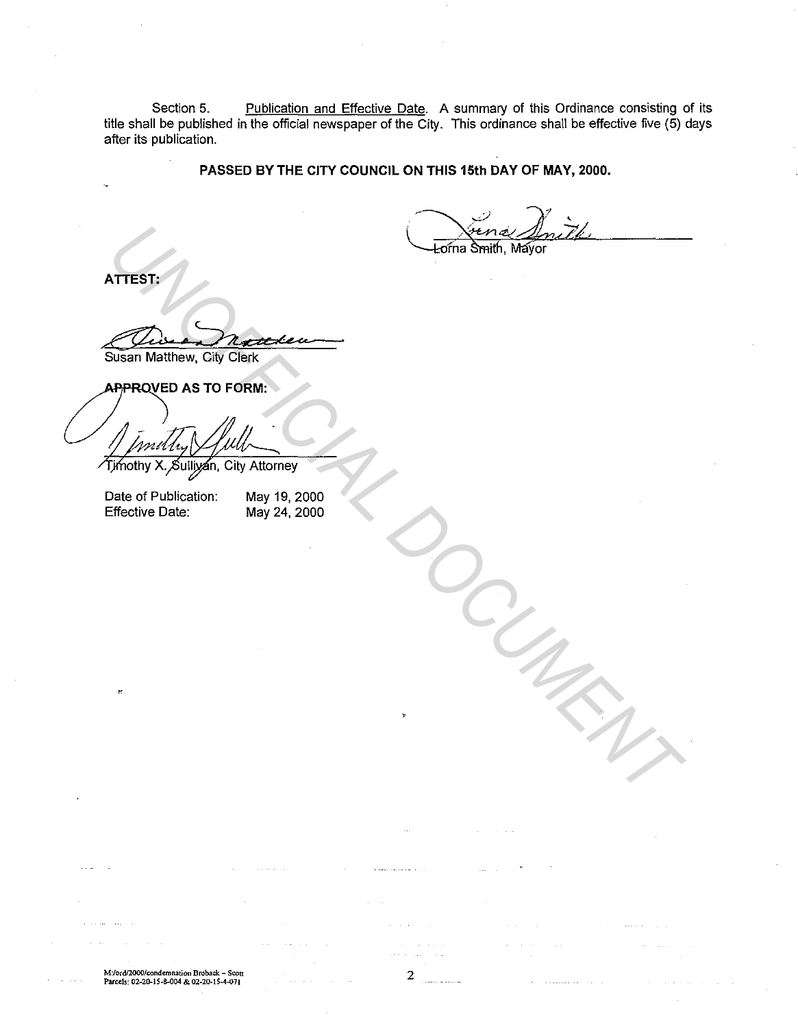Section 5. Publication and Effective Date. A summary of this Ordinance consisting of its title shall be published in the official newspaper of the City. This ordinance shall be effective five (5) days after its publication.

**PASSED BY THE CITY COUNCIL ON THIS 15th DAY OF MAY, 2000.**

Lorna Smith, Mayor

**ATTEST:**

Susan Matthew, City Clerk

**APPROVED AS TO FORM:**

Timothy X. Sullivan, City Attorney

Date of Publication: May 19, 2000
Effective Date: May 24, 2000

UNOFFICIAL DOCUMENT

M:/ord/2000/condemnation Broback – Scott
Parcels: 02-20-15-8-004 & 02-20-15-4-071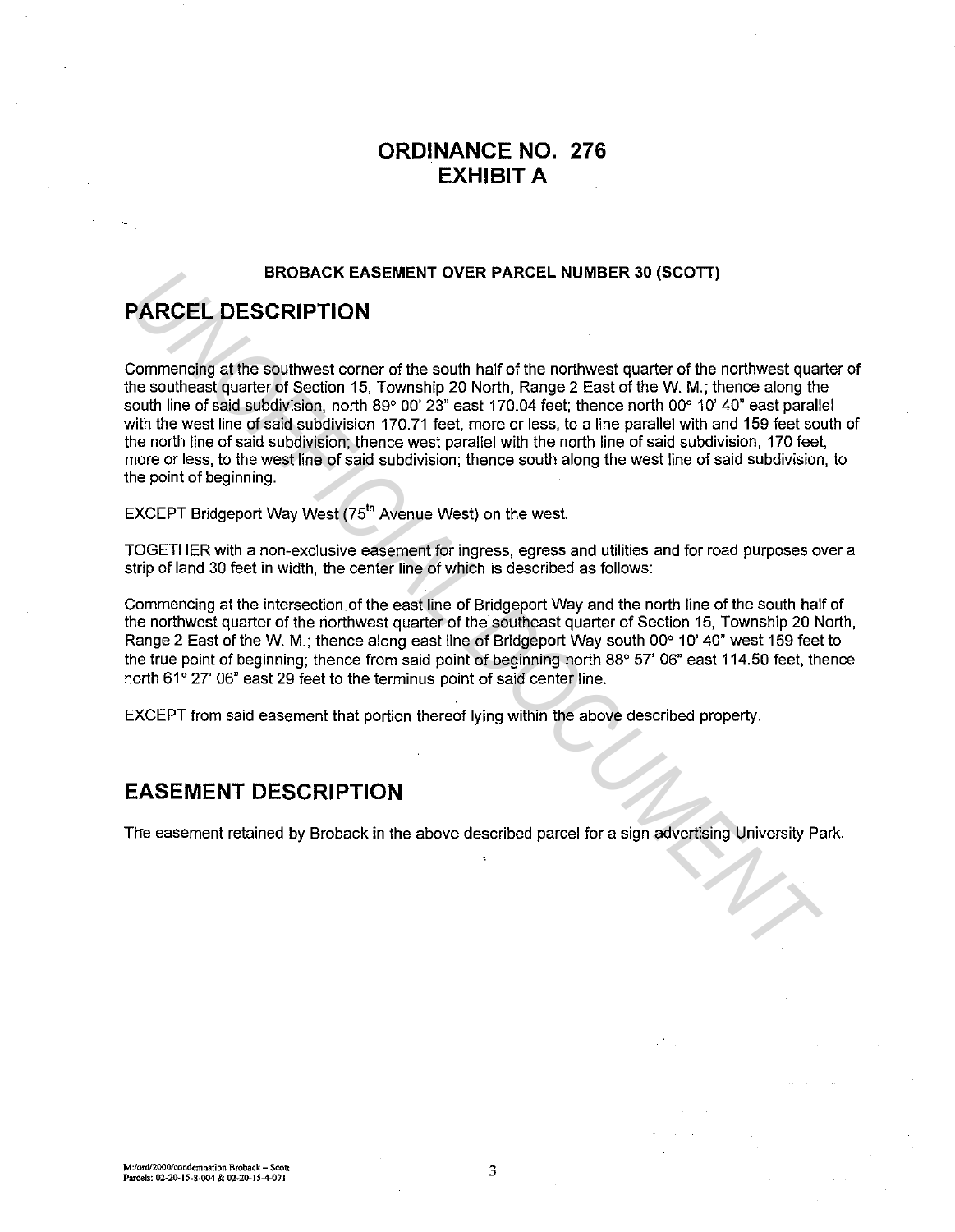# ORDINANCE NO. 276
# EXHIBIT A

**BROBACK EASEMENT OVER PARCEL NUMBER 30 (SCOTT)**

## PARCEL DESCRIPTION

Commencing at the southwest corner of the south half of the northwest quarter of the northwest quarter of the southeast quarter of Section 15, Township 20 North, Range 2 East of the W. M.; thence along the south line of said subdivision, north 89° 00' 23" east 170.04 feet; thence north 00° 10' 40" east parallel with the west line of said subdivision 170.71 feet, more or less, to a line parallel with and 159 feet south of the north line of said subdivision; thence west parallel with the north line of said subdivision, 170 feet, more or less, to the west line of said subdivision; thence south along the west line of said subdivision, to the point of beginning.

EXCEPT Bridgeport Way West (75th Avenue West) on the west.

TOGETHER with a non-exclusive easement for ingress, egress and utilities and for road purposes over a strip of land 30 feet in width, the center line of which is described as follows:

Commencing at the intersection of the east line of Bridgeport Way and the north line of the south half of the northwest quarter of the northwest quarter of the southeast quarter of Section 15, Township 20 North, Range 2 East of the W. M.; thence along east line of Bridgeport Way south 00° 10' 40" west 159 feet to the true point of beginning; thence from said point of beginning north 88° 57' 06" east 114.50 feet, thence north 61° 27' 06" east 29 feet to the terminus point of said center line.

EXCEPT from said easement that portion thereof lying within the above described property.

## EASEMENT DESCRIPTION

The easement retained by Broback in the above described parcel for a sign advertising University Park.

M:/ord/2000/condemnation Broback – Scott
Parcels: 02-20-15-8-004 & 02-20-15-4-071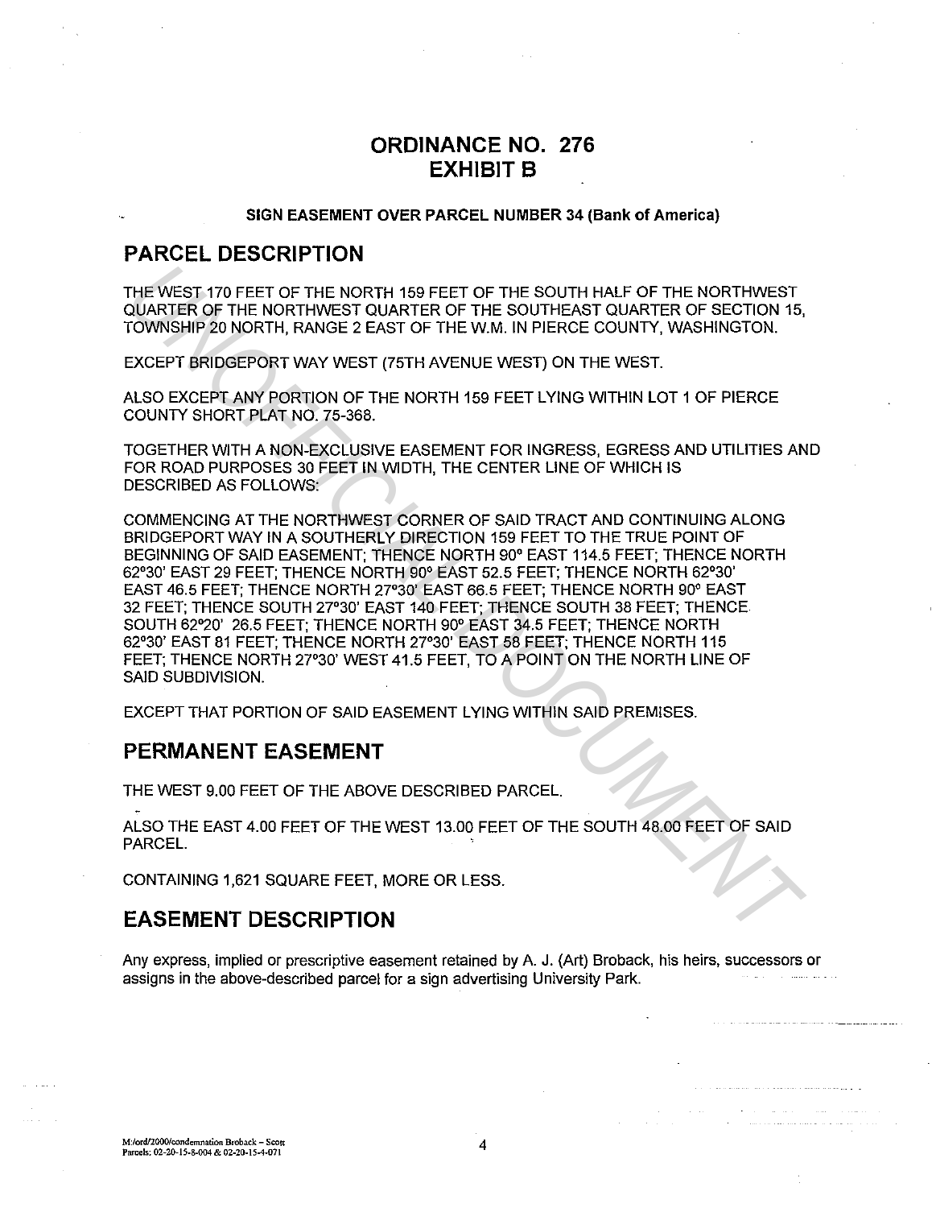# ORDINANCE NO. 276
# EXHIBIT B

**SIGN EASEMENT OVER PARCEL NUMBER 34 (Bank of America)**

## PARCEL DESCRIPTION

THE WEST 170 FEET OF THE NORTH 159 FEET OF THE SOUTH HALF OF THE NORTHWEST QUARTER OF THE NORTHWEST QUARTER OF THE SOUTHEAST QUARTER OF SECTION 15, TOWNSHIP 20 NORTH, RANGE 2 EAST OF THE W.M. IN PIERCE COUNTY, WASHINGTON.

EXCEPT BRIDGEPORT WAY WEST (75TH AVENUE WEST) ON THE WEST.

ALSO EXCEPT ANY PORTION OF THE NORTH 159 FEET LYING WITHIN LOT 1 OF PIERCE COUNTY SHORT PLAT NO. 75-368.

TOGETHER WITH A NON-EXCLUSIVE EASEMENT FOR INGRESS, EGRESS AND UTILITIES AND FOR ROAD PURPOSES 30 FEET IN WIDTH, THE CENTER LINE OF WHICH IS DESCRIBED AS FOLLOWS:

COMMENCING AT THE NORTHWEST CORNER OF SAID TRACT AND CONTINUING ALONG BRIDGEPORT WAY IN A SOUTHERLY DIRECTION 159 FEET TO THE TRUE POINT OF BEGINNING OF SAID EASEMENT; THENCE NORTH 90° EAST 114.5 FEET; THENCE NORTH 62°30' EAST 29 FEET; THENCE NORTH 90° EAST 52.5 FEET; THENCE NORTH 62°30' EAST 46.5 FEET; THENCE NORTH 27°30' EAST 66.5 FEET; THENCE NORTH 90° EAST 32 FEET; THENCE SOUTH 27°30' EAST 140 FEET; THENCE SOUTH 38 FEET; THENCE SOUTH 62°20' 26.5 FEET; THENCE NORTH 90° EAST 34.5 FEET; THENCE NORTH 62°30' EAST 81 FEET; THENCE NORTH 27°30' EAST 58 FEET; THENCE NORTH 115 FEET; THENCE NORTH 27°30' WEST 41.5 FEET, TO A POINT ON THE NORTH LINE OF SAID SUBDIVISION.

EXCEPT THAT PORTION OF SAID EASEMENT LYING WITHIN SAID PREMISES.

## PERMANENT EASEMENT

THE WEST 9.00 FEET OF THE ABOVE DESCRIBED PARCEL.

ALSO THE EAST 4.00 FEET OF THE WEST 13.00 FEET OF THE SOUTH 48.00 FEET OF SAID PARCEL.

CONTAINING 1,621 SQUARE FEET, MORE OR LESS.

## EASEMENT DESCRIPTION

Any express, implied or prescriptive easement retained by A. J. (Art) Broback, his heirs, successors or assigns in the above-described parcel for a sign advertising University Park.

M:/ord/2000/condemnation Broback – Scott
Parcels: 02-20-15-8-004 & 02-20-15-4-071